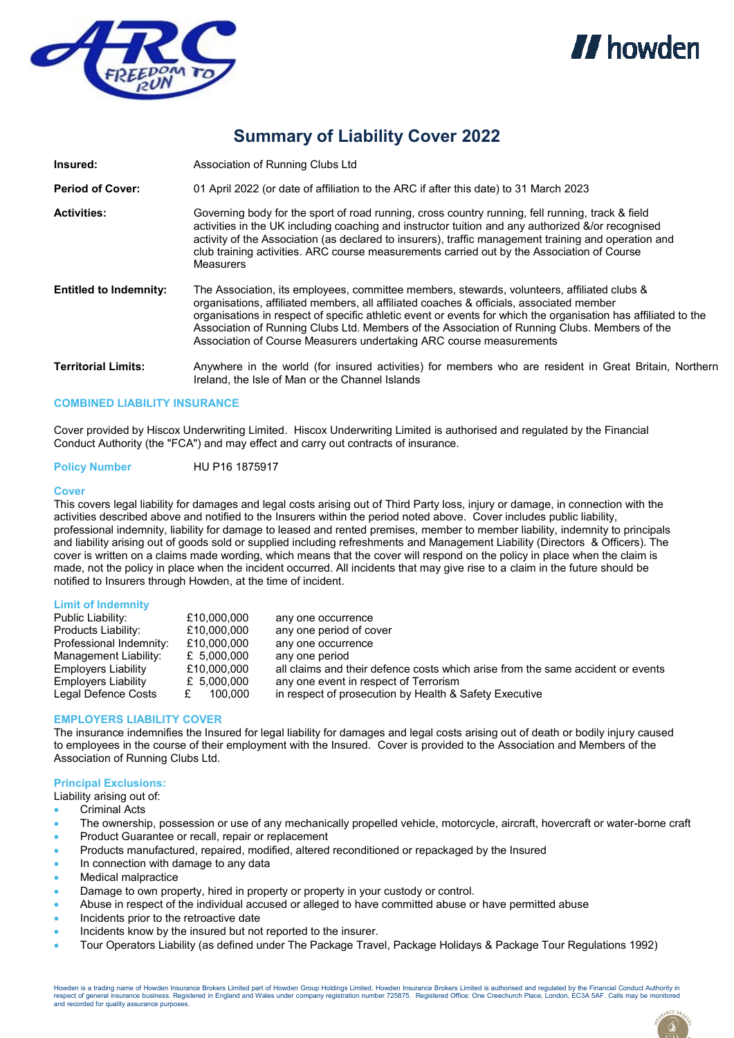# Summary of Liability Cover 2022

| | |
|---|---|
| **Insured:** | Association of Running Clubs Ltd |
| **Period of Cover:** | 01 April 2022 (or date of affiliation to the ARC if after this date) to 31 March 2023 |
| **Activities:** | Governing body for the sport of road running, cross country running, fell running, track & field activities in the UK including coaching and instructor tuition and any authorized &/or recognised activity of the Association (as declared to insurers), traffic management training and operation and club training activities. ARC course measurements carried out by the Association of Course Measurers |
| **Entitled to Indemnity:** | The Association, its employees, committee members, stewards, volunteers, affiliated clubs & organisations, affiliated members, all affiliated coaches & officials, associated member organisations in respect of specific athletic event or events for which the organisation has affiliated to the Association of Running Clubs Ltd. Members of the Association of Running Clubs. Members of the Association of Course Measurers undertaking ARC course measurements |
| **Territorial Limits:** | Anywhere in the world (for insured activities) for members who are resident in Great Britain, Northern Ireland, the Isle of Man or the Channel Islands |

## COMBINED LIABILITY INSURANCE

Cover provided by Hiscox Underwriting Limited. Hiscox Underwriting Limited is authorised and regulated by the Financial Conduct Authority (the "FCA") and may effect and carry out contracts of insurance.

**Policy Number** HU P16 1875917

### Cover

This covers legal liability for damages and legal costs arising out of Third Party loss, injury or damage, in connection with the activities described above and notified to the Insurers within the period noted above. Cover includes public liability, professional indemnity, liability for damage to leased and rented premises, member to member liability, indemnity to principals and liability arising out of goods sold or supplied including refreshments and Management Liability (Directors & Officers). The cover is written on a claims made wording, which means that the cover will respond on the policy in place when the claim is made, not the policy in place when the incident occurred. All incidents that may give rise to a claim in the future should be notified to Insurers through Howden, at the time of incident.

### Limit of Indemnity

| | | |
|---|---|---|
| Public Liability: | £10,000,000 | any one occurrence |
| Products Liability: | £10,000,000 | any one period of cover |
| Professional Indemnity: | £10,000,000 | any one occurrence |
| Management Liability: | £ 5,000,000 | any one period |
| Employers Liability | £10,000,000 | all claims and their defence costs which arise from the same accident or events |
| Employers Liability | £ 5,000,000 | any one event in respect of Terrorism |
| Legal Defence Costs | £ 100,000 | in respect of prosecution by Health & Safety Executive |

## EMPLOYERS LIABILITY COVER

The insurance indemnifies the Insured for legal liability for damages and legal costs arising out of death or bodily injury caused to employees in the course of their employment with the Insured. Cover is provided to the Association and Members of the Association of Running Clubs Ltd.

### Principal Exclusions:

Liability arising out of:

- Criminal Acts
- The ownership, possession or use of any mechanically propelled vehicle, motorcycle, aircraft, hovercraft or water-borne craft
- Product Guarantee or recall, repair or replacement
- Products manufactured, repaired, modified, altered reconditioned or repackaged by the Insured
- In connection with damage to any data
- Medical malpractice
- Damage to own property, hired in property or property in your custody or control.
- Abuse in respect of the individual accused or alleged to have committed abuse or have permitted abuse
- Incidents prior to the retroactive date
- Incidents know by the insured but not reported to the insurer.
- Tour Operators Liability (as defined under The Package Travel, Package Holidays & Package Tour Regulations 1992)

Howden is a trading name of Howden Insurance Brokers Limited part of Howden Group Holdings Limited. Howden Insurance Brokers Limited is authorised and regulated by the Financial Conduct Authority in respect of general insurance business. Registered in England and Wales under company registration number 725875. Registered Office: One Creechurch Place, London, EC3A 5AF. Calls may be monitored and recorded for quality assurance purposes.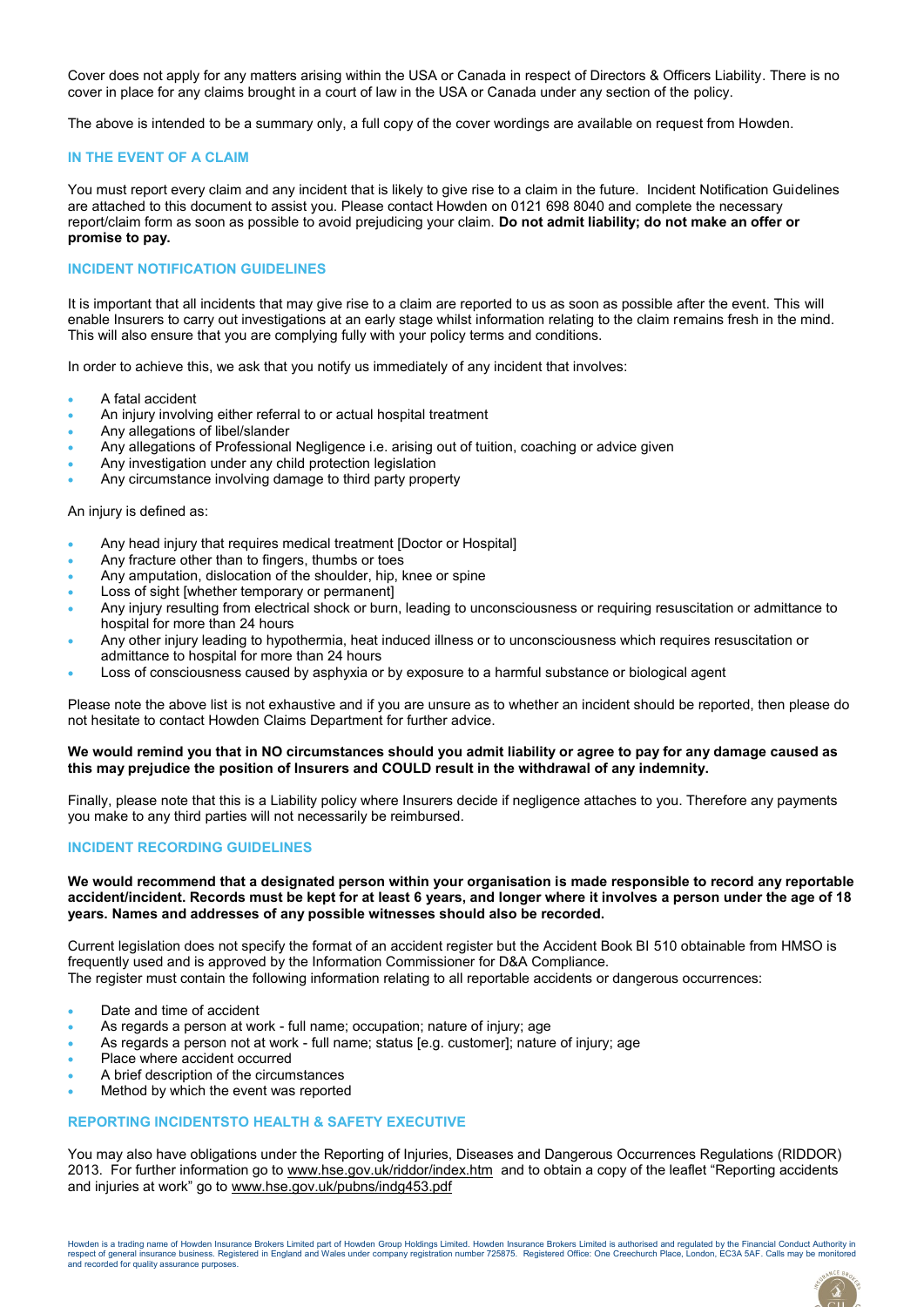Cover does not apply for any matters arising within the USA or Canada in respect of Directors & Officers Liability. There is no cover in place for any claims brought in a court of law in the USA or Canada under any section of the policy.

The above is intended to be a summary only, a full copy of the cover wordings are available on request from Howden.

## IN THE EVENT OF A CLAIM

You must report every claim and any incident that is likely to give rise to a claim in the future. Incident Notification Guidelines are attached to this document to assist you. Please contact Howden on 0121 698 8040 and complete the necessary report/claim form as soon as possible to avoid prejudicing your claim. **Do not admit liability; do not make an offer or promise to pay.**

## INCIDENT NOTIFICATION GUIDELINES

It is important that all incidents that may give rise to a claim are reported to us as soon as possible after the event. This will enable Insurers to carry out investigations at an early stage whilst information relating to the claim remains fresh in the mind. This will also ensure that you are complying fully with your policy terms and conditions.

In order to achieve this, we ask that you notify us immediately of any incident that involves:

- A fatal accident
- An injury involving either referral to or actual hospital treatment
- Any allegations of libel/slander
- Any allegations of Professional Negligence i.e. arising out of tuition, coaching or advice given
- Any investigation under any child protection legislation
- Any circumstance involving damage to third party property

An injury is defined as:

- Any head injury that requires medical treatment [Doctor or Hospital]
- Any fracture other than to fingers, thumbs or toes
- Any amputation, dislocation of the shoulder, hip, knee or spine
- Loss of sight [whether temporary or permanent]
- Any injury resulting from electrical shock or burn, leading to unconsciousness or requiring resuscitation or admittance to hospital for more than 24 hours
- Any other injury leading to hypothermia, heat induced illness or to unconsciousness which requires resuscitation or admittance to hospital for more than 24 hours
- Loss of consciousness caused by asphyxia or by exposure to a harmful substance or biological agent

Please note the above list is not exhaustive and if you are unsure as to whether an incident should be reported, then please do not hesitate to contact Howden Claims Department for further advice.

**We would remind you that in NO circumstances should you admit liability or agree to pay for any damage caused as this may prejudice the position of Insurers and COULD result in the withdrawal of any indemnity.**

Finally, please note that this is a Liability policy where Insurers decide if negligence attaches to you. Therefore any payments you make to any third parties will not necessarily be reimbursed.

## INCIDENT RECORDING GUIDELINES

**We would recommend that a designated person within your organisation is made responsible to record any reportable accident/incident. Records must be kept for at least 6 years, and longer where it involves a person under the age of 18 years. Names and addresses of any possible witnesses should also be recorded.**

Current legislation does not specify the format of an accident register but the Accident Book BI 510 obtainable from HMSO is frequently used and is approved by the Information Commissioner for D&A Compliance.
The register must contain the following information relating to all reportable accidents or dangerous occurrences:

- Date and time of accident
- As regards a person at work - full name; occupation; nature of injury; age
- As regards a person not at work - full name; status [e.g. customer]; nature of injury; age
- Place where accident occurred
- A brief description of the circumstances
- Method by which the event was reported

## REPORTING INCIDENTSTO HEALTH & SAFETY EXECUTIVE

You may also have obligations under the Reporting of Injuries, Diseases and Dangerous Occurrences Regulations (RIDDOR) 2013. For further information go to www.hse.gov.uk/riddor/index.htm and to obtain a copy of the leaflet "Reporting accidents and injuries at work" go to www.hse.gov.uk/pubns/indg453.pdf

Howden is a trading name of Howden Insurance Brokers Limited part of Howden Group Holdings Limited. Howden Insurance Brokers Limited is authorised and regulated by the Financial Conduct Authority in respect of general insurance business. Registered in England and Wales under company registration number 725875. Registered Office: One Creechurch Place, London, EC3A 5AF. Calls may be monitored and recorded for quality assurance purposes.